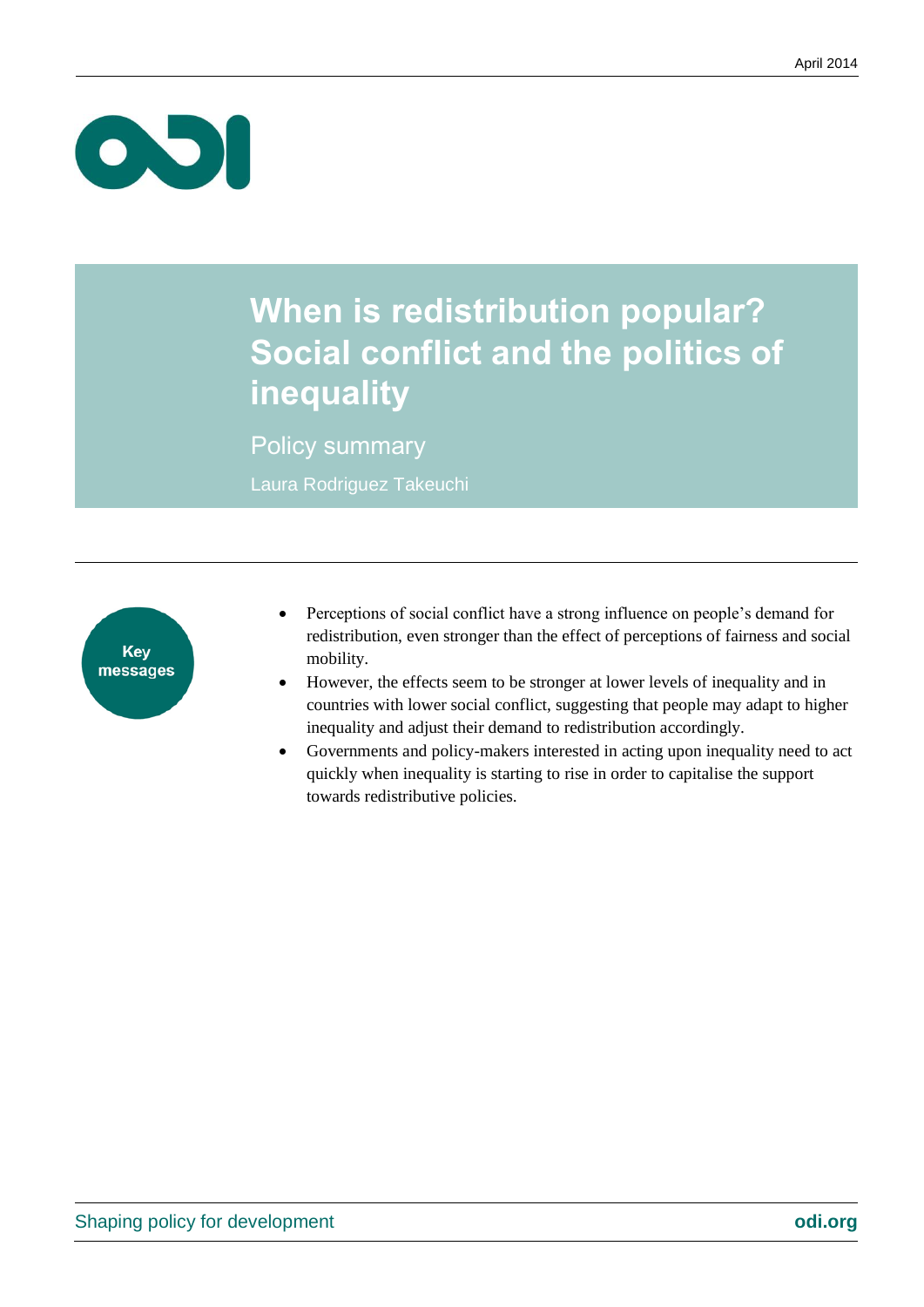April 2014

# When is redistribution popular? Social conflict and the politics of inequality

Policy summary

Laura Rodriguez Takeuchi

**Key messages**

- Perceptions of social conflict have a strong influence on people's demand for redistribution, even stronger than the effect of perceptions of fairness and social mobility.
- However, the effects seem to be stronger at lower levels of inequality and in countries with lower social conflict, suggesting that people may adapt to higher inequality and adjust their demand to redistribution accordingly.
- Governments and policy-makers interested in acting upon inequality need to act quickly when inequality is starting to rise in order to capitalise the support towards redistributive policies.

Shaping policy for development

odi.org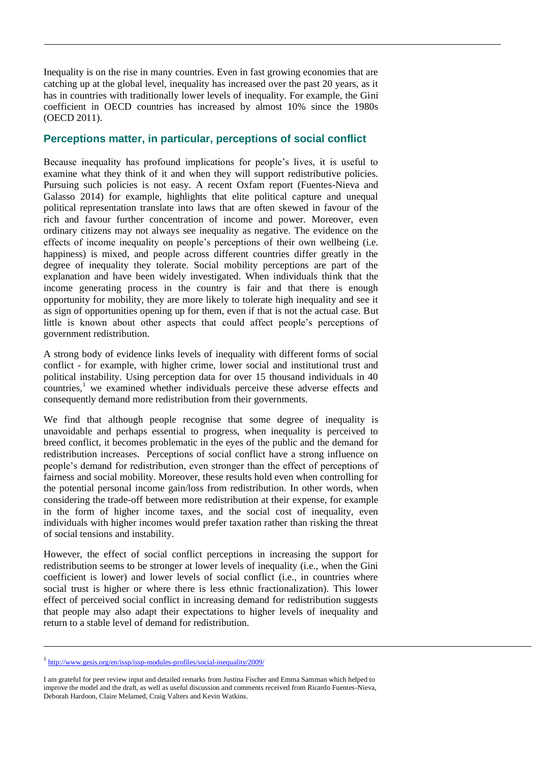Inequality is on the rise in many countries. Even in fast growing economies that are catching up at the global level, inequality has increased over the past 20 years, as it has in countries with traditionally lower levels of inequality. For example, the Gini coefficient in OECD countries has increased by almost 10% since the 1980s (OECD 2011).

## Perceptions matter, in particular, perceptions of social conflict

Because inequality has profound implications for people's lives, it is useful to examine what they think of it and when they will support redistributive policies. Pursuing such policies is not easy. A recent Oxfam report (Fuentes-Nieva and Galasso 2014) for example, highlights that elite political capture and unequal political representation translate into laws that are often skewed in favour of the rich and favour further concentration of income and power. Moreover, even ordinary citizens may not always see inequality as negative. The evidence on the effects of income inequality on people's perceptions of their own wellbeing (i.e. happiness) is mixed, and people across different countries differ greatly in the degree of inequality they tolerate. Social mobility perceptions are part of the explanation and have been widely investigated. When individuals think that the income generating process in the country is fair and that there is enough opportunity for mobility, they are more likely to tolerate high inequality and see it as sign of opportunities opening up for them, even if that is not the actual case. But little is known about other aspects that could affect people's perceptions of government redistribution.

A strong body of evidence links levels of inequality with different forms of social conflict - for example, with higher crime, lower social and institutional trust and political instability. Using perception data for over 15 thousand individuals in 40 countries,[1] we examined whether individuals perceive these adverse effects and consequently demand more redistribution from their governments.

We find that although people recognise that some degree of inequality is unavoidable and perhaps essential to progress, when inequality is perceived to breed conflict, it becomes problematic in the eyes of the public and the demand for redistribution increases. Perceptions of social conflict have a strong influence on people's demand for redistribution, even stronger than the effect of perceptions of fairness and social mobility. Moreover, these results hold even when controlling for the potential personal income gain/loss from redistribution. In other words, when considering the trade-off between more redistribution at their expense, for example in the form of higher income taxes, and the social cost of inequality, even individuals with higher incomes would prefer taxation rather than risking the threat of social tensions and instability.

However, the effect of social conflict perceptions in increasing the support for redistribution seems to be stronger at lower levels of inequality (i.e., when the Gini coefficient is lower) and lower levels of social conflict (i.e., in countries where social trust is higher or where there is less ethnic fractionalization). This lower effect of perceived social conflict in increasing demand for redistribution suggests that people may also adapt their expectations to higher levels of inequality and return to a stable level of demand for redistribution.

---

[1] http://www.gesis.org/en/issp/issp-modules-profiles/social-inequality/2009/

I am grateful for peer review input and detailed remarks from Justina Fischer and Emma Samman which helped to improve the model and the draft, as well as useful discussion and comments received from Ricardo Fuentes-Nieva, Deborah Hardoon, Claire Melamed, Craig Valters and Kevin Watkins.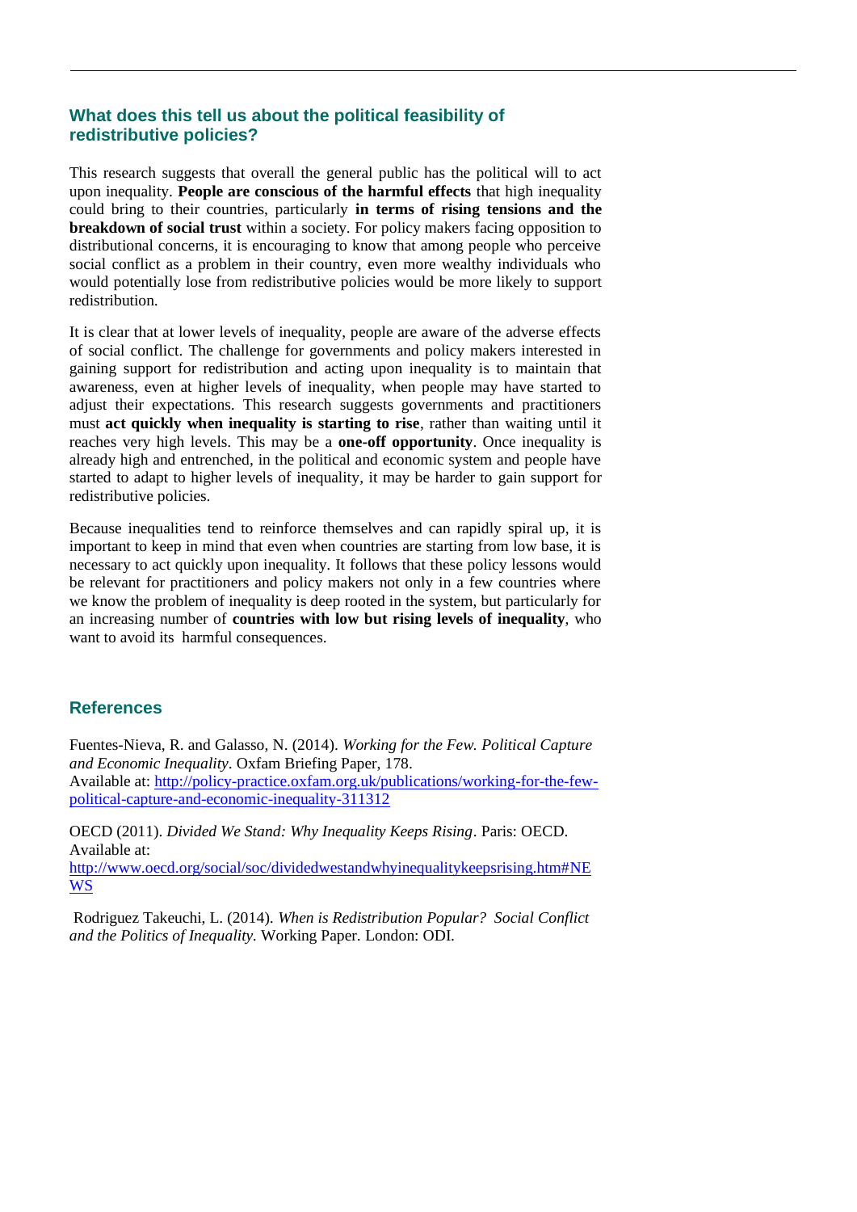## What does this tell us about the political feasibility of redistributive policies?

This research suggests that overall the general public has the political will to act upon inequality. **People are conscious of the harmful effects** that high inequality could bring to their countries, particularly **in terms of rising tensions and the breakdown of social trust** within a society. For policy makers facing opposition to distributional concerns, it is encouraging to know that among people who perceive social conflict as a problem in their country, even more wealthy individuals who would potentially lose from redistributive policies would be more likely to support redistribution.

It is clear that at lower levels of inequality, people are aware of the adverse effects of social conflict. The challenge for governments and policy makers interested in gaining support for redistribution and acting upon inequality is to maintain that awareness, even at higher levels of inequality, when people may have started to adjust their expectations. This research suggests governments and practitioners must **act quickly when inequality is starting to rise**, rather than waiting until it reaches very high levels. This may be a **one-off opportunity**. Once inequality is already high and entrenched, in the political and economic system and people have started to adapt to higher levels of inequality, it may be harder to gain support for redistributive policies.

Because inequalities tend to reinforce themselves and can rapidly spiral up, it is important to keep in mind that even when countries are starting from low base, it is necessary to act quickly upon inequality. It follows that these policy lessons would be relevant for practitioners and policy makers not only in a few countries where we know the problem of inequality is deep rooted in the system, but particularly for an increasing number of **countries with low but rising levels of inequality**, who want to avoid its harmful consequences.

## References

Fuentes-Nieva, R. and Galasso, N. (2014). *Working for the Few. Political Capture and Economic Inequality*. Oxfam Briefing Paper, 178.
Available at: http://policy-practice.oxfam.org.uk/publications/working-for-the-few-political-capture-and-economic-inequality-311312

OECD (2011). *Divided We Stand: Why Inequality Keeps Rising*. Paris: OECD.
Available at:
http://www.oecd.org/social/soc/dividedwestandwhyinequalitykeepsrising.htm#NEWS

Rodriguez Takeuchi, L. (2014). *When is Redistribution Popular? Social Conflict and the Politics of Inequality.* Working Paper. London: ODI.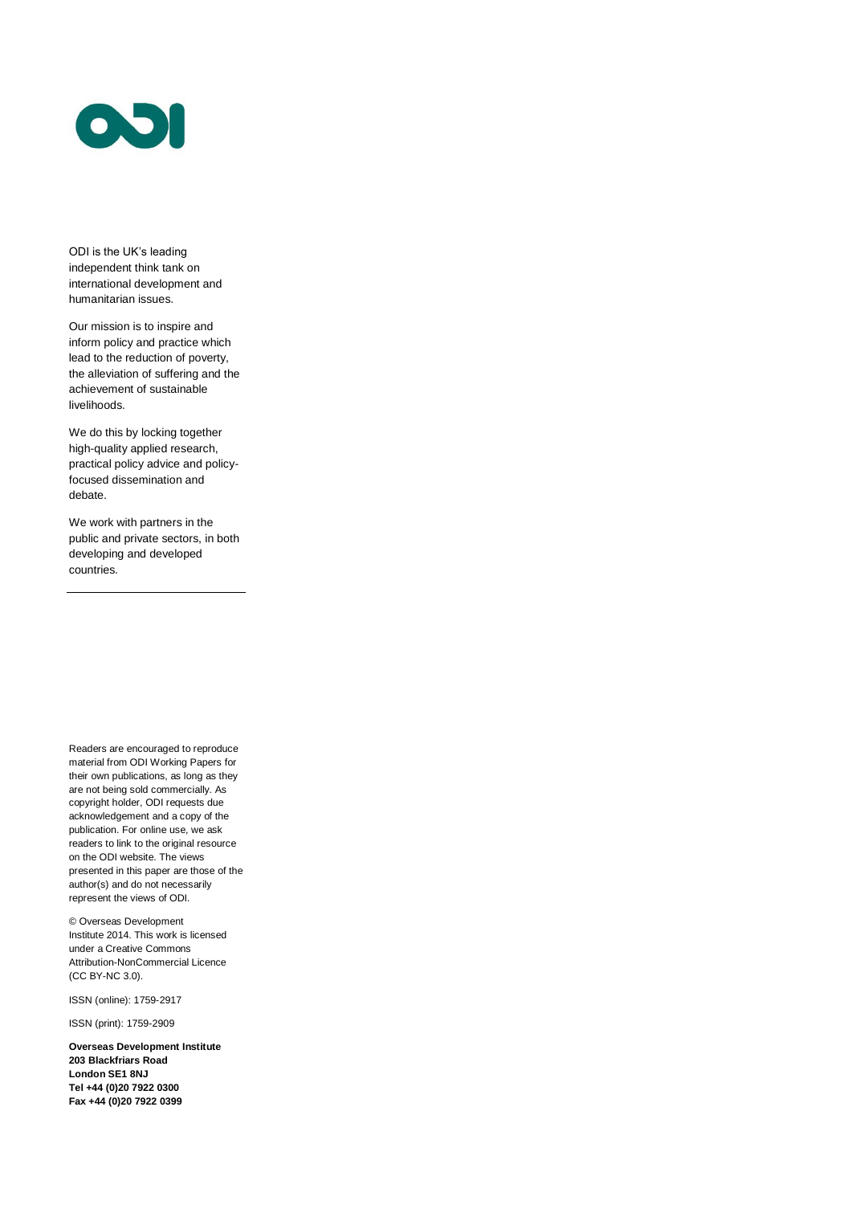ODI is the UK's leading independent think tank on international development and humanitarian issues.

Our mission is to inspire and inform policy and practice which lead to the reduction of poverty, the alleviation of suffering and the achievement of sustainable livelihoods.

We do this by locking together high-quality applied research, practical policy advice and policy-focused dissemination and debate.

We work with partners in the public and private sectors, in both developing and developed countries.

---

Readers are encouraged to reproduce material from ODI Working Papers for their own publications, as long as they are not being sold commercially. As copyright holder, ODI requests due acknowledgement and a copy of the publication. For online use, we ask readers to link to the original resource on the ODI website. The views presented in this paper are those of the author(s) and do not necessarily represent the views of ODI.

© Overseas Development Institute 2014. This work is licensed under a Creative Commons Attribution-NonCommercial Licence (CC BY-NC 3.0).

ISSN (online): 1759-2917

ISSN (print): 1759-2909

**Overseas Development Institute**
**203 Blackfriars Road**
**London SE1 8NJ**
**Tel +44 (0)20 7922 0300**
**Fax +44 (0)20 7922 0399**